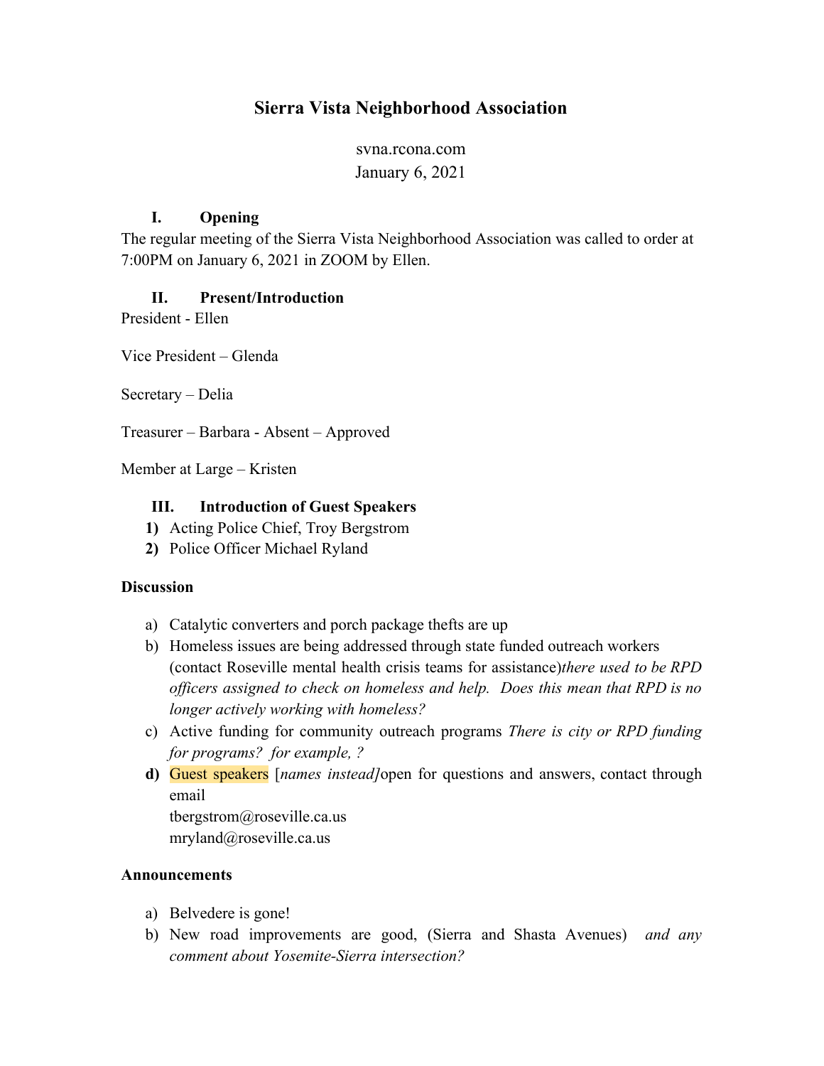# Sierra Vista Neighborhood Association

svna.rcona.com
January 6, 2021

## I. Opening

The regular meeting of the Sierra Vista Neighborhood Association was called to order at 7:00PM on January 6, 2021 in ZOOM by Ellen.

## II. Present/Introduction

President - Ellen

Vice President – Glenda

Secretary – Delia

Treasurer – Barbara - Absent – Approved

Member at Large – Kristen

## III. Introduction of Guest Speakers

1) Acting Police Chief, Troy Bergstrom
2) Police Officer Michael Ryland

**Discussion**

a) Catalytic converters and porch package thefts are up
b) Homeless issues are being addressed through state funded outreach workers (contact Roseville mental health crisis teams for assistance)*there used to be RPD officers assigned to check on homeless and help. Does this mean that RPD is no longer actively working with homeless?*
c) Active funding for community outreach programs *There is city or RPD funding for programs? for example, ?*
d) Guest speakers [*names instead]*open for questions and answers, contact through email
   tbergstrom@roseville.ca.us
   mryland@roseville.ca.us

**Announcements**

a) Belvedere is gone!
b) New road improvements are good, (Sierra and Shasta Avenues) *and any comment about Yosemite-Sierra intersection?*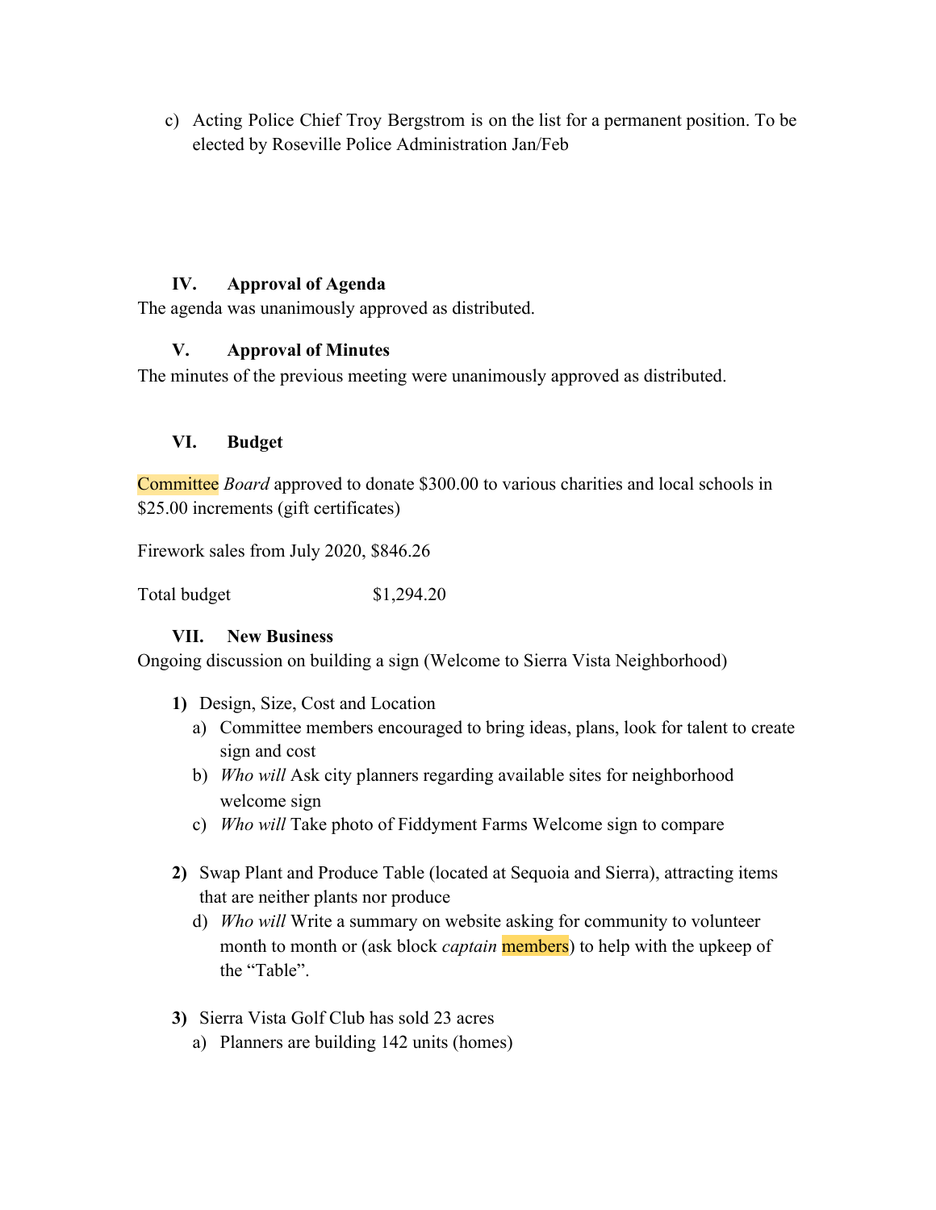c) Acting Police Chief Troy Bergstrom is on the list for a permanent position. To be elected by Roseville Police Administration Jan/Feb

## IV. Approval of Agenda

The agenda was unanimously approved as distributed.

## V. Approval of Minutes

The minutes of the previous meeting were unanimously approved as distributed.

## VI. Budget

Committee *Board* approved to donate $300.00 to various charities and local schools in $25.00 increments (gift certificates)

Firework sales from July 2020, $846.26

Total budget $1,294.20

## VII. New Business

Ongoing discussion on building a sign (Welcome to Sierra Vista Neighborhood)

**1)** Design, Size, Cost and Location

- a) Committee members encouraged to bring ideas, plans, look for talent to create sign and cost
- b) *Who will* Ask city planners regarding available sites for neighborhood welcome sign
- c) *Who will* Take photo of Fiddyment Farms Welcome sign to compare

**2)** Swap Plant and Produce Table (located at Sequoia and Sierra), attracting items that are neither plants nor produce

- d) *Who will* Write a summary on website asking for community to volunteer month to month or (ask block *captain* members) to help with the upkeep of the "Table".

**3)** Sierra Vista Golf Club has sold 23 acres

- a) Planners are building 142 units (homes)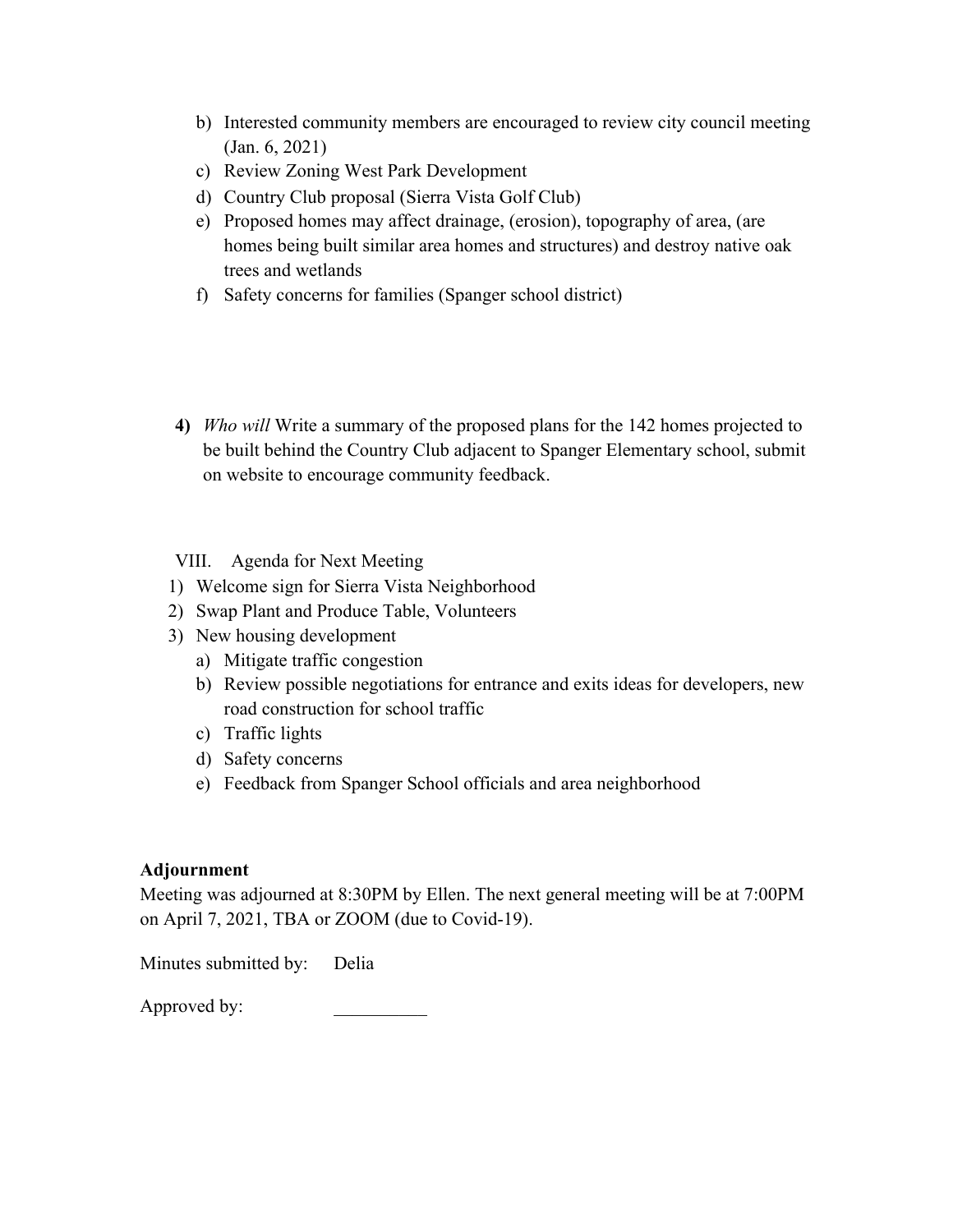b) Interested community members are encouraged to review city council meeting (Jan. 6, 2021)
c) Review Zoning West Park Development
d) Country Club proposal (Sierra Vista Golf Club)
e) Proposed homes may affect drainage, (erosion), topography of area, (are homes being built similar area homes and structures) and destroy native oak trees and wetlands
f) Safety concerns for families (Spanger school district)

**4)** *Who will* Write a summary of the proposed plans for the 142 homes projected to be built behind the Country Club adjacent to Spanger Elementary school, submit on website to encourage community feedback.

VIII. Agenda for Next Meeting

1) Welcome sign for Sierra Vista Neighborhood
2) Swap Plant and Produce Table, Volunteers
3) New housing development
   a) Mitigate traffic congestion
   b) Review possible negotiations for entrance and exits ideas for developers, new road construction for school traffic
   c) Traffic lights
   d) Safety concerns
   e) Feedback from Spanger School officials and area neighborhood

**Adjournment**

Meeting was adjourned at 8:30PM by Ellen. The next general meeting will be at 7:00PM on April 7, 2021, TBA or ZOOM (due to Covid-19).

Minutes submitted by: Delia

Approved by: __________